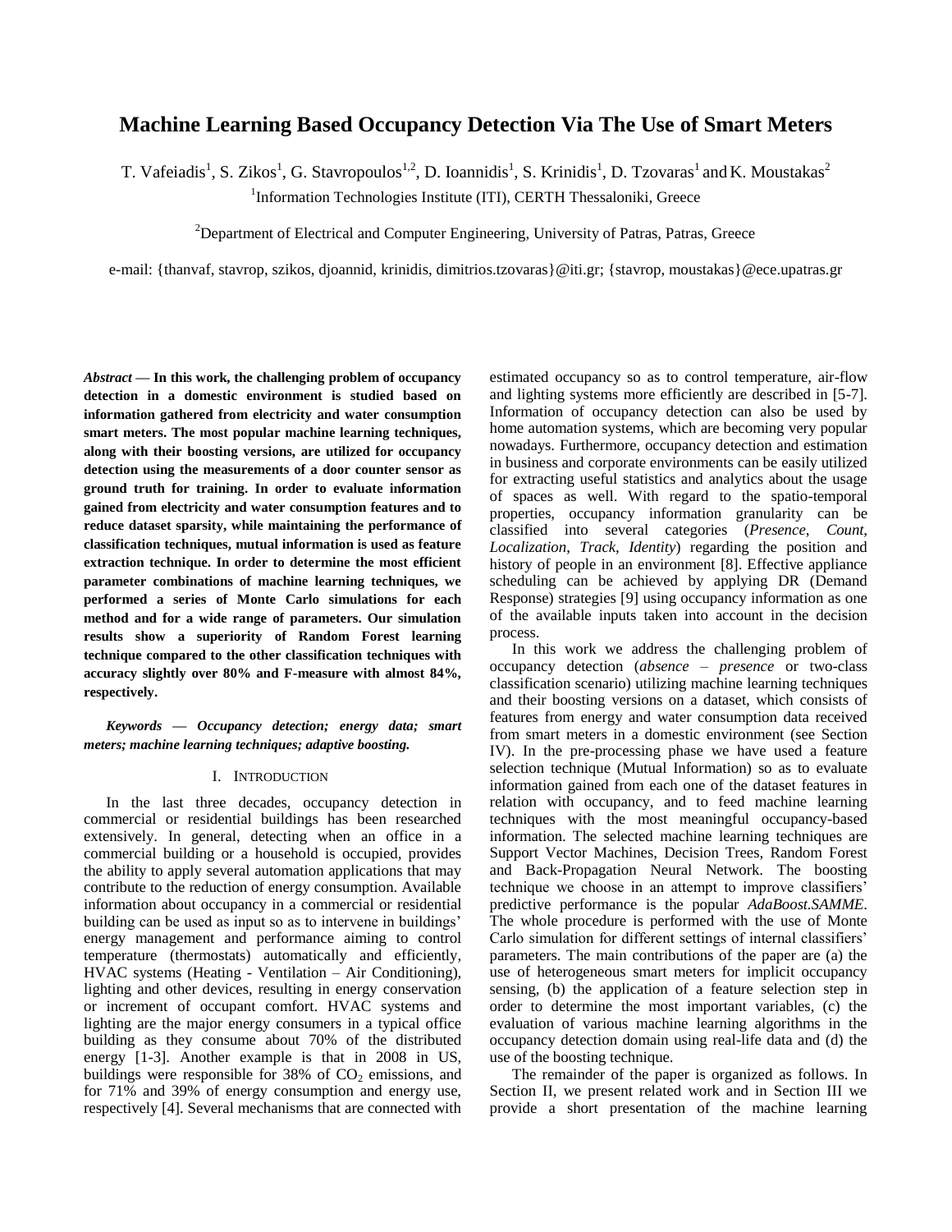# Machine Learning Based Occupancy Detection Via The Use of Smart Meters

T. Vafeiadis[1], S. Zikos[1], G. Stavropoulos[1,2], D. Ioannidis[1], S. Krinidis[1], D. Tzovaras[1] and K. Moustakas[2]

[1]Information Technologies Institute (ITI), CERTH Thessaloniki, Greece

[2]Department of Electrical and Computer Engineering, University of Patras, Patras, Greece

e-mail: {thanvaf, stavrop, szikos, djoannid, krinidis, dimitrios.tzovaras}@iti.gr; {stavrop, moustakas}@ece.upatras.gr

***Abstract* — In this work, the challenging problem of occupancy detection in a domestic environment is studied based on information gathered from electricity and water consumption smart meters. The most popular machine learning techniques, along with their boosting versions, are utilized for occupancy detection using the measurements of a door counter sensor as ground truth for training. In order to evaluate information gained from electricity and water consumption features and to reduce dataset sparsity, while maintaining the performance of classification techniques, mutual information is used as feature extraction technique. In order to determine the most efficient parameter combinations of machine learning techniques, we performed a series of Monte Carlo simulations for each method and for a wide range of parameters. Our simulation results show a superiority of Random Forest learning technique compared to the other classification techniques with accuracy slightly over 80% and F-measure with almost 84%, respectively.**

***Keywords — Occupancy detection; energy data; smart meters; machine learning techniques; adaptive boosting.***

## I. Introduction

In the last three decades, occupancy detection in commercial or residential buildings has been researched extensively. In general, detecting when an office in a commercial building or a household is occupied, provides the ability to apply several automation applications that may contribute to the reduction of energy consumption. Available information about occupancy in a commercial or residential building can be used as input so as to intervene in buildings' energy management and performance aiming to control temperature (thermostats) automatically and efficiently, HVAC systems (Heating - Ventilation – Air Conditioning), lighting and other devices, resulting in energy conservation or increment of occupant comfort. HVAC systems and lighting are the major energy consumers in a typical office building as they consume about 70% of the distributed energy [1-3]. Another example is that in 2008 in US, buildings were responsible for 38% of $CO_2$ emissions, and for 71% and 39% of energy consumption and energy use, respectively [4]. Several mechanisms that are connected with estimated occupancy so as to control temperature, air-flow and lighting systems more efficiently are described in [5-7]. Information of occupancy detection can also be used by home automation systems, which are becoming very popular nowadays. Furthermore, occupancy detection and estimation in business and corporate environments can be easily utilized for extracting useful statistics and analytics about the usage of spaces as well. With regard to the spatio-temporal properties, occupancy information granularity can be classified into several categories (*Presence*, *Count*, *Localization*, *Track*, *Identity*) regarding the position and history of people in an environment [8]. Effective appliance scheduling can be achieved by applying DR (Demand Response) strategies [9] using occupancy information as one of the available inputs taken into account in the decision process.

In this work we address the challenging problem of occupancy detection (*absence* – *presence* or two-class classification scenario) utilizing machine learning techniques and their boosting versions on a dataset, which consists of features from energy and water consumption data received from smart meters in a domestic environment (see Section IV). In the pre-processing phase we have used a feature selection technique (Mutual Information) so as to evaluate information gained from each one of the dataset features in relation with occupancy, and to feed machine learning techniques with the most meaningful occupancy-based information. The selected machine learning techniques are Support Vector Machines, Decision Trees, Random Forest and Back-Propagation Neural Network. The boosting technique we choose in an attempt to improve classifiers' predictive performance is the popular *AdaBoost.SAMME*. The whole procedure is performed with the use of Monte Carlo simulation for different settings of internal classifiers' parameters. The main contributions of the paper are (a) the use of heterogeneous smart meters for implicit occupancy sensing, (b) the application of a feature selection step in order to determine the most important variables, (c) the evaluation of various machine learning algorithms in the occupancy detection domain using real-life data and (d) the use of the boosting technique.

The remainder of the paper is organized as follows. In Section II, we present related work and in Section III we provide a short presentation of the machine learning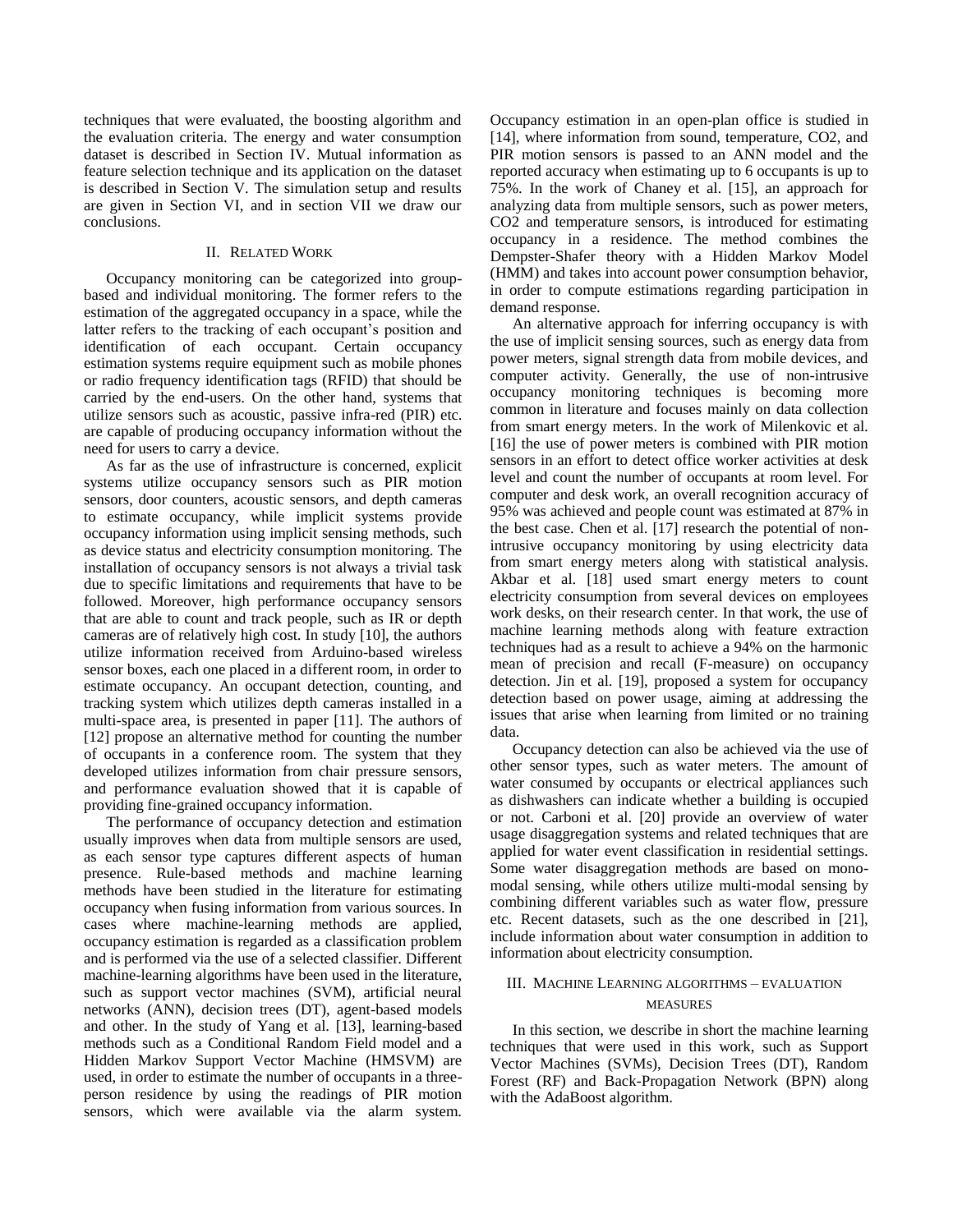techniques that were evaluated, the boosting algorithm and the evaluation criteria. The energy and water consumption dataset is described in Section IV. Mutual information as feature selection technique and its application on the dataset is described in Section V. The simulation setup and results are given in Section VI, and in section VII we draw our conclusions.

## II. Related Work

Occupancy monitoring can be categorized into group-based and individual monitoring. The former refers to the estimation of the aggregated occupancy in a space, while the latter refers to the tracking of each occupant's position and identification of each occupant. Certain occupancy estimation systems require equipment such as mobile phones or radio frequency identification tags (RFID) that should be carried by the end-users. On the other hand, systems that utilize sensors such as acoustic, passive infra-red (PIR) etc. are capable of producing occupancy information without the need for users to carry a device.

As far as the use of infrastructure is concerned, explicit systems utilize occupancy sensors such as PIR motion sensors, door counters, acoustic sensors, and depth cameras to estimate occupancy, while implicit systems provide occupancy information using implicit sensing methods, such as device status and electricity consumption monitoring. The installation of occupancy sensors is not always a trivial task due to specific limitations and requirements that have to be followed. Moreover, high performance occupancy sensors that are able to count and track people, such as IR or depth cameras are of relatively high cost. In study [10], the authors utilize information received from Arduino-based wireless sensor boxes, each one placed in a different room, in order to estimate occupancy. An occupant detection, counting, and tracking system which utilizes depth cameras installed in a multi-space area, is presented in paper [11]. The authors of [12] propose an alternative method for counting the number of occupants in a conference room. The system that they developed utilizes information from chair pressure sensors, and performance evaluation showed that it is capable of providing fine-grained occupancy information.

The performance of occupancy detection and estimation usually improves when data from multiple sensors are used, as each sensor type captures different aspects of human presence. Rule-based methods and machine learning methods have been studied in the literature for estimating occupancy when fusing information from various sources. In cases where machine-learning methods are applied, occupancy estimation is regarded as a classification problem and is performed via the use of a selected classifier. Different machine-learning algorithms have been used in the literature, such as support vector machines (SVM), artificial neural networks (ANN), decision trees (DT), agent-based models and other. In the study of Yang et al. [13], learning-based methods such as a Conditional Random Field model and a Hidden Markov Support Vector Machine (HMSVM) are used, in order to estimate the number of occupants in a three-person residence by using the readings of PIR motion sensors, which were available via the alarm system. Occupancy estimation in an open-plan office is studied in [14], where information from sound, temperature, CO2, and PIR motion sensors is passed to an ANN model and the reported accuracy when estimating up to 6 occupants is up to 75%. In the work of Chaney et al. [15], an approach for analyzing data from multiple sensors, such as power meters, CO2 and temperature sensors, is introduced for estimating occupancy in a residence. The method combines the Dempster-Shafer theory with a Hidden Markov Model (HMM) and takes into account power consumption behavior, in order to compute estimations regarding participation in demand response.

An alternative approach for inferring occupancy is with the use of implicit sensing sources, such as energy data from power meters, signal strength data from mobile devices, and computer activity. Generally, the use of non-intrusive occupancy monitoring techniques is becoming more common in literature and focuses mainly on data collection from smart energy meters. In the work of Milenkovic et al. [16] the use of power meters is combined with PIR motion sensors in an effort to detect office worker activities at desk level and count the number of occupants at room level. For computer and desk work, an overall recognition accuracy of 95% was achieved and people count was estimated at 87% in the best case. Chen et al. [17] research the potential of non-intrusive occupancy monitoring by using electricity data from smart energy meters along with statistical analysis. Akbar et al. [18] used smart energy meters to count electricity consumption from several devices on employees work desks, on their research center. In that work, the use of machine learning methods along with feature extraction techniques had as a result to achieve a 94% on the harmonic mean of precision and recall (F-measure) on occupancy detection. Jin et al. [19], proposed a system for occupancy detection based on power usage, aiming at addressing the issues that arise when learning from limited or no training data.

Occupancy detection can also be achieved via the use of other sensor types, such as water meters. The amount of water consumed by occupants or electrical appliances such as dishwashers can indicate whether a building is occupied or not. Carboni et al. [20] provide an overview of water usage disaggregation systems and related techniques that are applied for water event classification in residential settings. Some water disaggregation methods are based on mono-modal sensing, while others utilize multi-modal sensing by combining different variables such as water flow, pressure etc. Recent datasets, such as the one described in [21], include information about water consumption in addition to information about electricity consumption.

## III. Machine Learning algorithms – evaluation measures

In this section, we describe in short the machine learning techniques that were used in this work, such as Support Vector Machines (SVMs), Decision Trees (DT), Random Forest (RF) and Back-Propagation Network (BPN) along with the AdaBoost algorithm.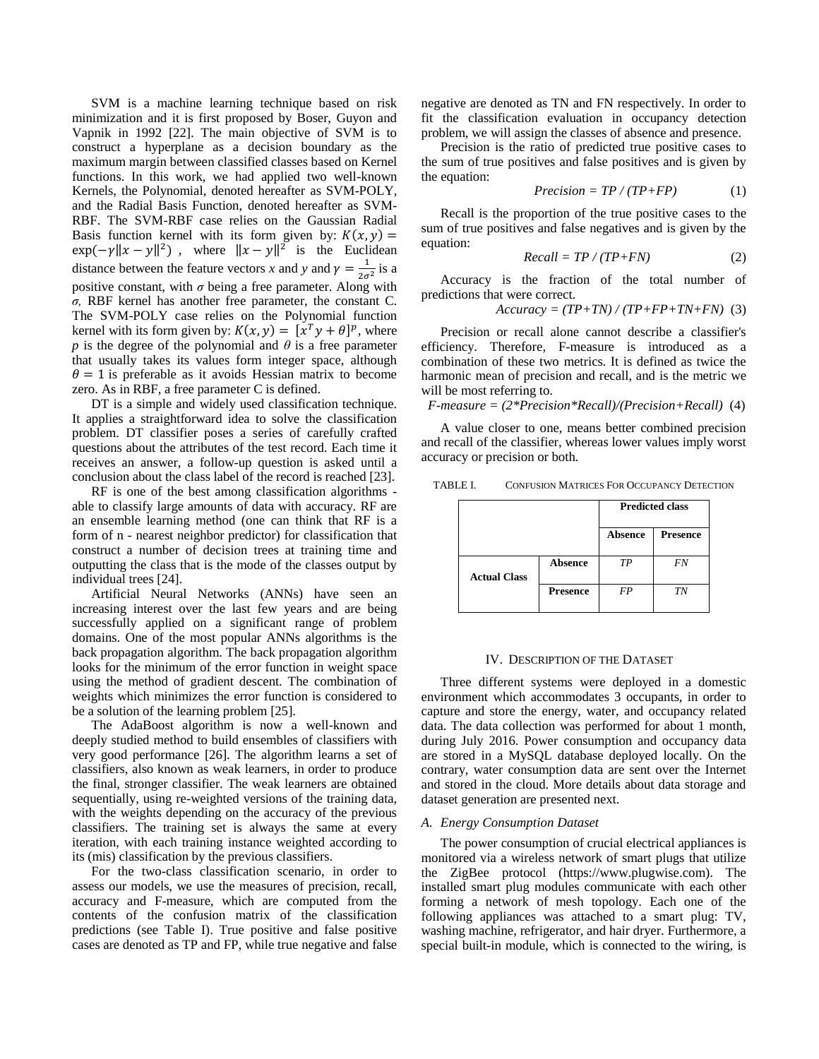SVM is a machine learning technique based on risk minimization and it is first proposed by Boser, Guyon and Vapnik in 1992 [22]. The main objective of SVM is to construct a hyperplane as a decision boundary as the maximum margin between classified classes based on Kernel functions. In this work, we had applied two well-known Kernels, the Polynomial, denoted hereafter as SVM-POLY, and the Radial Basis Function, denoted hereafter as SVM-RBF. The SVM-RBF case relies on the Gaussian Radial Basis function kernel with its form given by: $K(x,y) = \exp(-\gamma\|x-y\|^2)$, where $\|x-y\|^2$ is the Euclidean distance between the feature vectors *x* and *y* and $\gamma = \frac{1}{2\sigma^2}$ is a positive constant, with $\sigma$ being a free parameter. Along with $\sigma$, RBF kernel has another free parameter, the constant C. The SVM-POLY case relies on the Polynomial function kernel with its form given by: $K(x,y) = [x^T y + \theta]^p$, where *p* is the degree of the polynomial and $\theta$ is a free parameter that usually takes its values form integer space, although $\theta = 1$ is preferable as it avoids Hessian matrix to become zero. As in RBF, a free parameter C is defined.

DT is a simple and widely used classification technique. It applies a straightforward idea to solve the classification problem. DT classifier poses a series of carefully crafted questions about the attributes of the test record. Each time it receives an answer, a follow-up question is asked until a conclusion about the class label of the record is reached [23].

RF is one of the best among classification algorithms - able to classify large amounts of data with accuracy. RF are an ensemble learning method (one can think that RF is a form of n - nearest neighbor predictor) for classification that construct a number of decision trees at training time and outputting the class that is the mode of the classes output by individual trees [24].

Artificial Neural Networks (ANNs) have seen an increasing interest over the last few years and are being successfully applied on a significant range of problem domains. One of the most popular ANNs algorithms is the back propagation algorithm. The back propagation algorithm looks for the minimum of the error function in weight space using the method of gradient descent. The combination of weights which minimizes the error function is considered to be a solution of the learning problem [25].

The AdaBoost algorithm is now a well-known and deeply studied method to build ensembles of classifiers with very good performance [26]. The algorithm learns a set of classifiers, also known as weak learners, in order to produce the final, stronger classifier. The weak learners are obtained sequentially, using re-weighted versions of the training data, with the weights depending on the accuracy of the previous classifiers. The training set is always the same at every iteration, with each training instance weighted according to its (mis) classification by the previous classifiers.

For the two-class classification scenario, in order to assess our models, we use the measures of precision, recall, accuracy and F-measure, which are computed from the contents of the confusion matrix of the classification predictions (see Table I). True positive and false positive cases are denoted as TP and FP, while true negative and false negative are denoted as TN and FN respectively. In order to fit the classification evaluation in occupancy detection problem, we will assign the classes of absence and presence.

Precision is the ratio of predicted true positive cases to the sum of true positives and false positives and is given by the equation:

$$Precision = TP / (TP+FP) \quad (1)$$

Recall is the proportion of the true positive cases to the sum of true positives and false negatives and is given by the equation:

$$Recall = TP / (TP+FN) \quad (2)$$

Accuracy is the fraction of the total number of predictions that were correct.

$$Accuracy = (TP+TN) / (TP+FP+TN+FN) \quad (3)$$

Precision or recall alone cannot describe a classifier's efficiency. Therefore, F-measure is introduced as a combination of these two metrics. It is defined as twice the harmonic mean of precision and recall, and is the metric we will be most referring to.

$$F\text{-}measure = (2*Precision*Recall)/(Precision+Recall) \quad (4)$$

A value closer to one, means better combined precision and recall of the classifier, whereas lower values imply worst accuracy or precision or both.

TABLE I. CONFUSION MATRICES FOR OCCUPANCY DETECTION

| | | Predicted class | |
|---|---|---|---|
| | | **Absence** | **Presence** |
| **Actual Class** | **Absence** | *TP* | *FN* |
| | **Presence** | *FP* | *TN* |

## IV. DESCRIPTION OF THE DATASET

Three different systems were deployed in a domestic environment which accommodates 3 occupants, in order to capture and store the energy, water, and occupancy related data. The data collection was performed for about 1 month, during July 2016. Power consumption and occupancy data are stored in a MySQL database deployed locally. On the contrary, water consumption data are sent over the Internet and stored in the cloud. More details about data storage and dataset generation are presented next.

### *A. Energy Consumption Dataset*

The power consumption of crucial electrical appliances is monitored via a wireless network of smart plugs that utilize the ZigBee protocol (https://www.plugwise.com). The installed smart plug modules communicate with each other forming a network of mesh topology. Each one of the following appliances was attached to a smart plug: TV, washing machine, refrigerator, and hair dryer. Furthermore, a special built-in module, which is connected to the wiring, is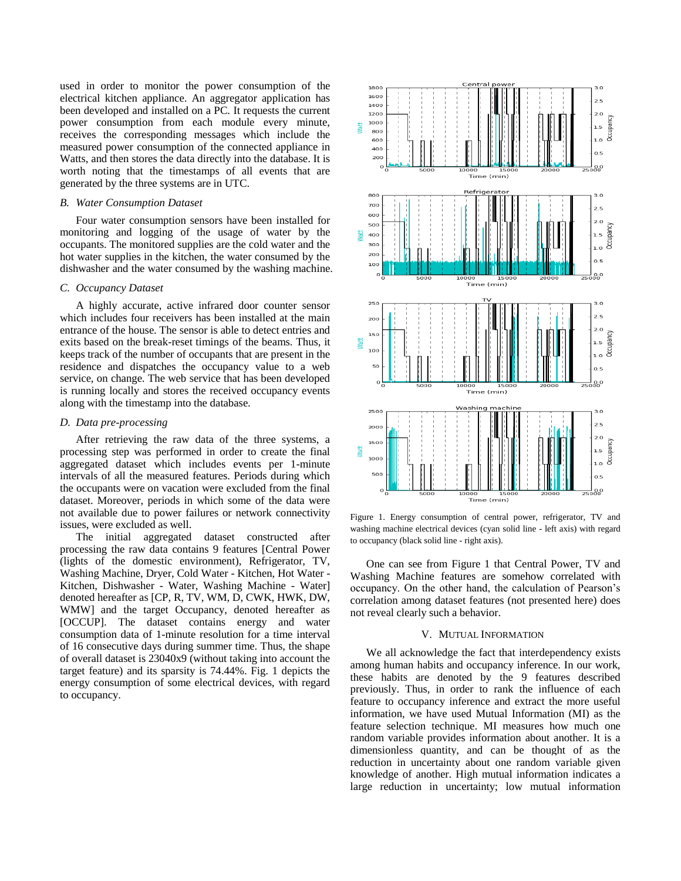used in order to monitor the power consumption of the electrical kitchen appliance. An aggregator application has been developed and installed on a PC. It requests the current power consumption from each module every minute, receives the corresponding messages which include the measured power consumption of the connected appliance in Watts, and then stores the data directly into the database. It is worth noting that the timestamps of all events that are generated by the three systems are in UTC.

### *B. Water Consumption Dataset*

Four water consumption sensors have been installed for monitoring and logging of the usage of water by the occupants. The monitored supplies are the cold water and the hot water supplies in the kitchen, the water consumed by the dishwasher and the water consumed by the washing machine.

### *C. Occupancy Dataset*

A highly accurate, active infrared door counter sensor which includes four receivers has been installed at the main entrance of the house. The sensor is able to detect entries and exits based on the break-reset timings of the beams. Thus, it keeps track of the number of occupants that are present in the residence and dispatches the occupancy value to a web service, on change. The web service that has been developed is running locally and stores the received occupancy events along with the timestamp into the database.

### *D. Data pre-processing*

After retrieving the raw data of the three systems, a processing step was performed in order to create the final aggregated dataset which includes events per 1-minute intervals of all the measured features. Periods during which the occupants were on vacation were excluded from the final dataset. Moreover, periods in which some of the data were not available due to power failures or network connectivity issues, were excluded as well.

The initial aggregated dataset constructed after processing the raw data contains 9 features [Central Power (lights of the domestic environment), Refrigerator, TV, Washing Machine, Dryer, Cold Water - Kitchen, Hot Water - Kitchen, Dishwasher - Water, Washing Machine - Water] denoted hereafter as [CP, R, TV, WM, D, CWK, HWK, DW, WMW] and the target Occupancy, denoted hereafter as [OCCUP]. The dataset contains energy and water consumption data of 1-minute resolution for a time interval of 16 consecutive days during summer time. Thus, the shape of overall dataset is 23040x9 (without taking into account the target feature) and its sparsity is 74.44%. Fig. 1 depicts the energy consumption of some electrical devices, with regard to occupancy.

Central power
Watt
Occupancy
Time (min)

Refrigerator
Watt
Occupancy
Time (min)

TV
Watt
Occupancy
Time (min)

Washing machine
Watt
Occupancy
Time (min)

Figure 1. Energy consumption of central power, refrigerator, TV and washing machine electrical devices (cyan solid line - left axis) with regard to occupancy (black solid line - right axis).

One can see from Figure 1 that Central Power, TV and Washing Machine features are somehow correlated with occupancy. On the other hand, the calculation of Pearson's correlation among dataset features (not presented here) does not reveal clearly such a behavior.

## V. Mutual Information

We all acknowledge the fact that interdependency exists among human habits and occupancy inference. In our work, these habits are denoted by the 9 features described previously. Thus, in order to rank the influence of each feature to occupancy inference and extract the more useful information, we have used Mutual Information (MI) as the feature selection technique. MI measures how much one random variable provides information about another. It is a dimensionless quantity, and can be thought of as the reduction in uncertainty about one random variable given knowledge of another. High mutual information indicates a large reduction in uncertainty; low mutual information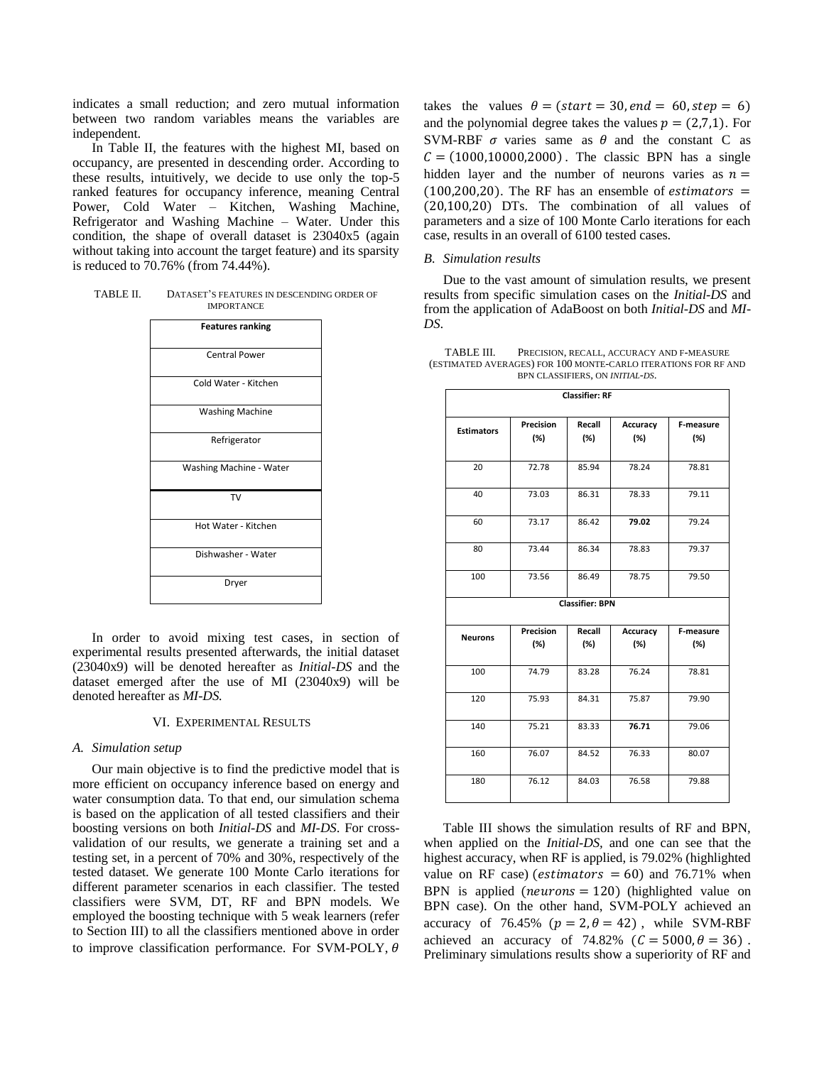indicates a small reduction; and zero mutual information between two random variables means the variables are independent.

In Table II, the features with the highest MI, based on occupancy, are presented in descending order. According to these results, intuitively, we decide to use only the top-5 ranked features for occupancy inference, meaning Central Power, Cold Water – Kitchen, Washing Machine, Refrigerator and Washing Machine – Water. Under this condition, the shape of overall dataset is 23040x5 (again without taking into account the target feature) and its sparsity is reduced to 70.76% (from 74.44%).

TABLE II. DATASET'S FEATURES IN DESCENDING ORDER OF IMPORTANCE

| **Features ranking** |
|---|
| Central Power |
| Cold Water - Kitchen |
| Washing Machine |
| Refrigerator |
| Washing Machine - Water |
| TV |
| Hot Water - Kitchen |
| Dishwasher - Water |
| Dryer |

In order to avoid mixing test cases, in section of experimental results presented afterwards, the initial dataset (23040x9) will be denoted hereafter as *Initial-DS* and the dataset emerged after the use of MI (23040x9) will be denoted hereafter as *MI-DS.*

## VI. Experimental Results

### *A. Simulation setup*

Our main objective is to find the predictive model that is more efficient on occupancy inference based on energy and water consumption data. To that end, our simulation schema is based on the application of all tested classifiers and their boosting versions on both *Initial-DS* and *MI-DS*. For cross-validation of our results, we generate a training set and a testing set, in a percent of 70% and 30%, respectively of the tested dataset. We generate 100 Monte Carlo iterations for different parameter scenarios in each classifier. The tested classifiers were SVM, DT, RF and BPN models. We employed the boosting technique with 5 weak learners (refer to Section III) to all the classifiers mentioned above in order to improve classification performance. For SVM-POLY, $\theta$ takes the values $\theta = (start = 30, end = 60, step = 6)$ and the polynomial degree takes the values $p = (2,7,1)$. For SVM-RBF $\sigma$ varies same as $\theta$ and the constant C as $C = (1000,10000,2000)$. The classic BPN has a single hidden layer and the number of neurons varies as $n = (100,200,20)$. The RF has an ensemble of $estimators = (20,100,20)$ DTs. The combination of all values of parameters and a size of 100 Monte Carlo iterations for each case, results in an overall of 6100 tested cases.

### *B. Simulation results*

Due to the vast amount of simulation results, we present results from specific simulation cases on the *Initial-DS* and from the application of AdaBoost on both *Initial-DS* and *MI-DS*.

TABLE III. PRECISION, RECALL, ACCURACY AND F-MEASURE (ESTIMATED AVERAGES) FOR 100 MONTE-CARLO ITERATIONS FOR RF AND BPN CLASSIFIERS, ON *INITIAL-DS*.

| **Classifier: RF** | | | | |
|---|---|---|---|---|
| **Estimators** | **Precision (%)** | **Recall (%)** | **Accuracy (%)** | **F-measure (%)** |
| 20 | 72.78 | 85.94 | 78.24 | 78.81 |
| 40 | 73.03 | 86.31 | 78.33 | 79.11 |
| 60 | 73.17 | 86.42 | **79.02** | 79.24 |
| 80 | 73.44 | 86.34 | 78.83 | 79.37 |
| 100 | 73.56 | 86.49 | 78.75 | 79.50 |
| **Classifier: BPN** | | | | |
| **Neurons** | **Precision (%)** | **Recall (%)** | **Accuracy (%)** | **F-measure (%)** |
| 100 | 74.79 | 83.28 | 76.24 | 78.81 |
| 120 | 75.93 | 84.31 | 75.87 | 79.90 |
| 140 | 75.21 | 83.33 | **76.71** | 79.06 |
| 160 | 76.07 | 84.52 | 76.33 | 80.07 |
| 180 | 76.12 | 84.03 | 76.58 | 79.88 |

Table III shows the simulation results of RF and BPN, when applied on the *Initial-DS*, and one can see that the highest accuracy, when RF is applied, is 79.02% (highlighted value on RF case) ($estimators = 60$) and 76.71% when BPN is applied ($neurons = 120$) (highlighted value on BPN case). On the other hand, SVM-POLY achieved an accuracy of 76.45% ($p = 2, \theta = 42$), while SVM-RBF achieved an accuracy of 74.82% ($C = 5000, \theta = 36$). Preliminary simulations results show a superiority of RF and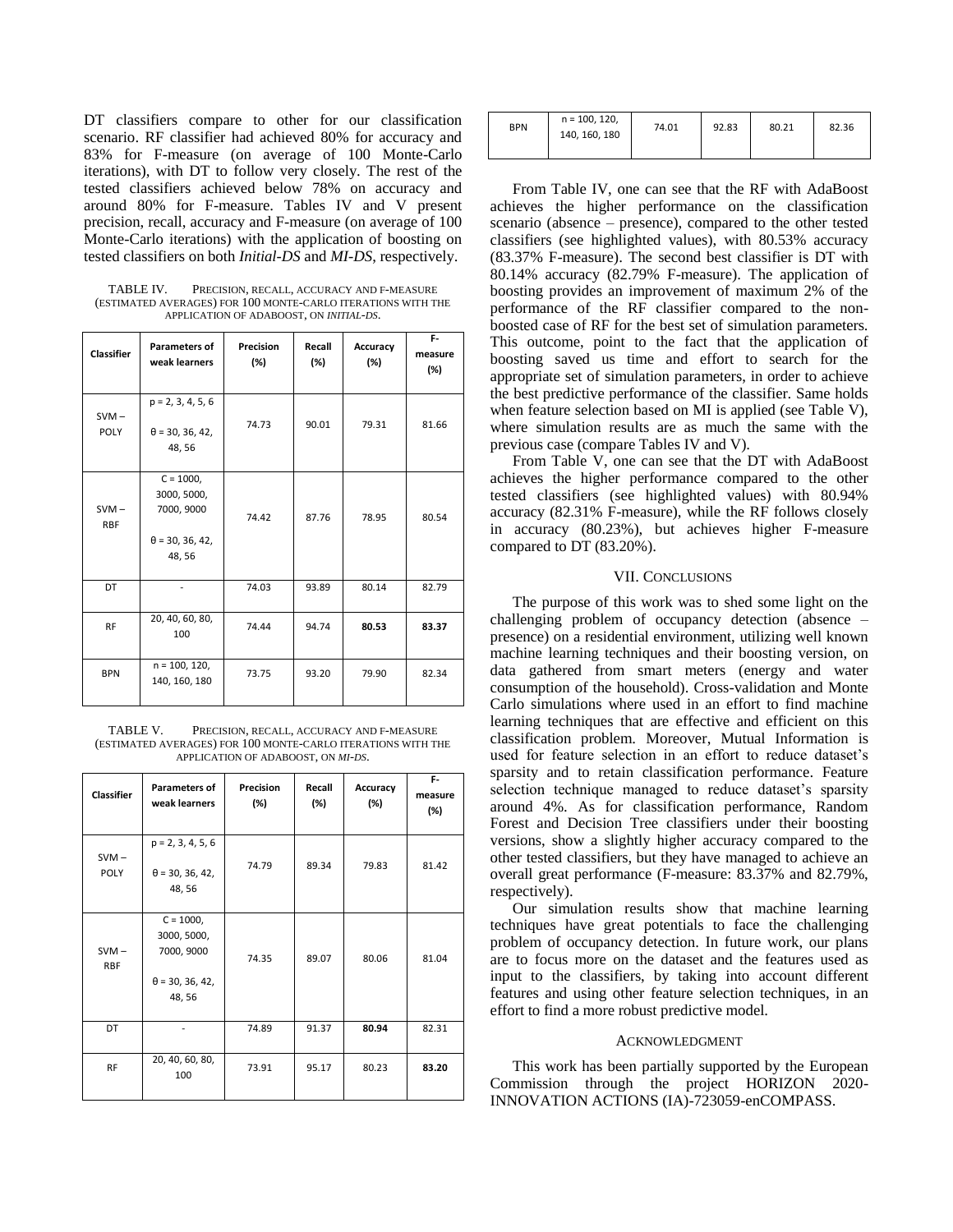DT classifiers compare to other for our classification scenario. RF classifier had achieved 80% for accuracy and 83% for F-measure (on average of 100 Monte-Carlo iterations), with DT to follow very closely. The rest of the tested classifiers achieved below 78% on accuracy and around 80% for F-measure. Tables IV and V present precision, recall, accuracy and F-measure (on average of 100 Monte-Carlo iterations) with the application of boosting on tested classifiers on both *Initial-DS* and *MI-DS*, respectively.

TABLE IV. PRECISION, RECALL, ACCURACY AND F-MEASURE (ESTIMATED AVERAGES) FOR 100 MONTE-CARLO ITERATIONS WITH THE APPLICATION OF ADABOOST, ON *INITIAL-DS*.

| Classifier | Parameters of weak learners | Precision (%) | Recall (%) | Accuracy (%) | F-measure (%) |
|---|---|---|---|---|---|
| SVM – POLY | p = 2, 3, 4, 5, 6<br>θ = 30, 36, 42, 48, 56 | 74.73 | 90.01 | 79.31 | 81.66 |
| SVM – RBF | C = 1000, 3000, 5000, 7000, 9000<br>θ = 30, 36, 42, 48, 56 | 74.42 | 87.76 | 78.95 | 80.54 |
| DT | - | 74.03 | 93.89 | 80.14 | 82.79 |
| RF | 20, 40, 60, 80, 100 | 74.44 | 94.74 | **80.53** | **83.37** |
| BPN | n = 100, 120, 140, 160, 180 | 73.75 | 93.20 | 79.90 | 82.34 |

TABLE V. PRECISION, RECALL, ACCURACY AND F-MEASURE (ESTIMATED AVERAGES) FOR 100 MONTE-CARLO ITERATIONS WITH THE APPLICATION OF ADABOOST, ON *MI-DS*.

| Classifier | Parameters of weak learners | Precision (%) | Recall (%) | Accuracy (%) | F-measure (%) |
|---|---|---|---|---|---|
| SVM – POLY | p = 2, 3, 4, 5, 6<br>θ = 30, 36, 42, 48, 56 | 74.79 | 89.34 | 79.83 | 81.42 |
| SVM – RBF | C = 1000, 3000, 5000, 7000, 9000<br>θ = 30, 36, 42, 48, 56 | 74.35 | 89.07 | 80.06 | 81.04 |
| DT | - | 74.89 | 91.37 | **80.94** | 82.31 |
| RF | 20, 40, 60, 80, 100 | 73.91 | 95.17 | 80.23 | **83.20** |
| BPN | n = 100, 120, 140, 160, 180 | 74.01 | 92.83 | 80.21 | 82.36 |

From Table IV, one can see that the RF with AdaBoost achieves the higher performance on the classification scenario (absence – presence), compared to the other tested classifiers (see highlighted values), with 80.53% accuracy (83.37% F-measure). The second best classifier is DT with 80.14% accuracy (82.79% F-measure). The application of boosting provides an improvement of maximum 2% of the performance of the RF classifier compared to the non-boosted case of RF for the best set of simulation parameters. This outcome, point to the fact that the application of boosting saved us time and effort to search for the appropriate set of simulation parameters, in order to achieve the best predictive performance of the classifier. Same holds when feature selection based on MI is applied (see Table V), where simulation results are as much the same with the previous case (compare Tables IV and V).

From Table V, one can see that the DT with AdaBoost achieves the higher performance compared to the other tested classifiers (see highlighted values) with 80.94% accuracy (82.31% F-measure), while the RF follows closely in accuracy (80.23%), but achieves higher F-measure compared to DT (83.20%).

## VII. CONCLUSIONS

The purpose of this work was to shed some light on the challenging problem of occupancy detection (absence – presence) on a residential environment, utilizing well known machine learning techniques and their boosting version, on data gathered from smart meters (energy and water consumption of the household). Cross-validation and Monte Carlo simulations where used in an effort to find machine learning techniques that are effective and efficient on this classification problem. Moreover, Mutual Information is used for feature selection in an effort to reduce dataset's sparsity and to retain classification performance. Feature selection technique managed to reduce dataset's sparsity around 4%. As for classification performance, Random Forest and Decision Tree classifiers under their boosting versions, show a slightly higher accuracy compared to the other tested classifiers, but they have managed to achieve an overall great performance (F-measure: 83.37% and 82.79%, respectively).

Our simulation results show that machine learning techniques have great potentials to face the challenging problem of occupancy detection. In future work, our plans are to focus more on the dataset and the features used as input to the classifiers, by taking into account different features and using other feature selection techniques, in an effort to find a more robust predictive model.

## ACKNOWLEDGMENT

This work has been partially supported by the European Commission through the project HORIZON 2020-INNOVATION ACTIONS (IA)-723059-enCOMPASS.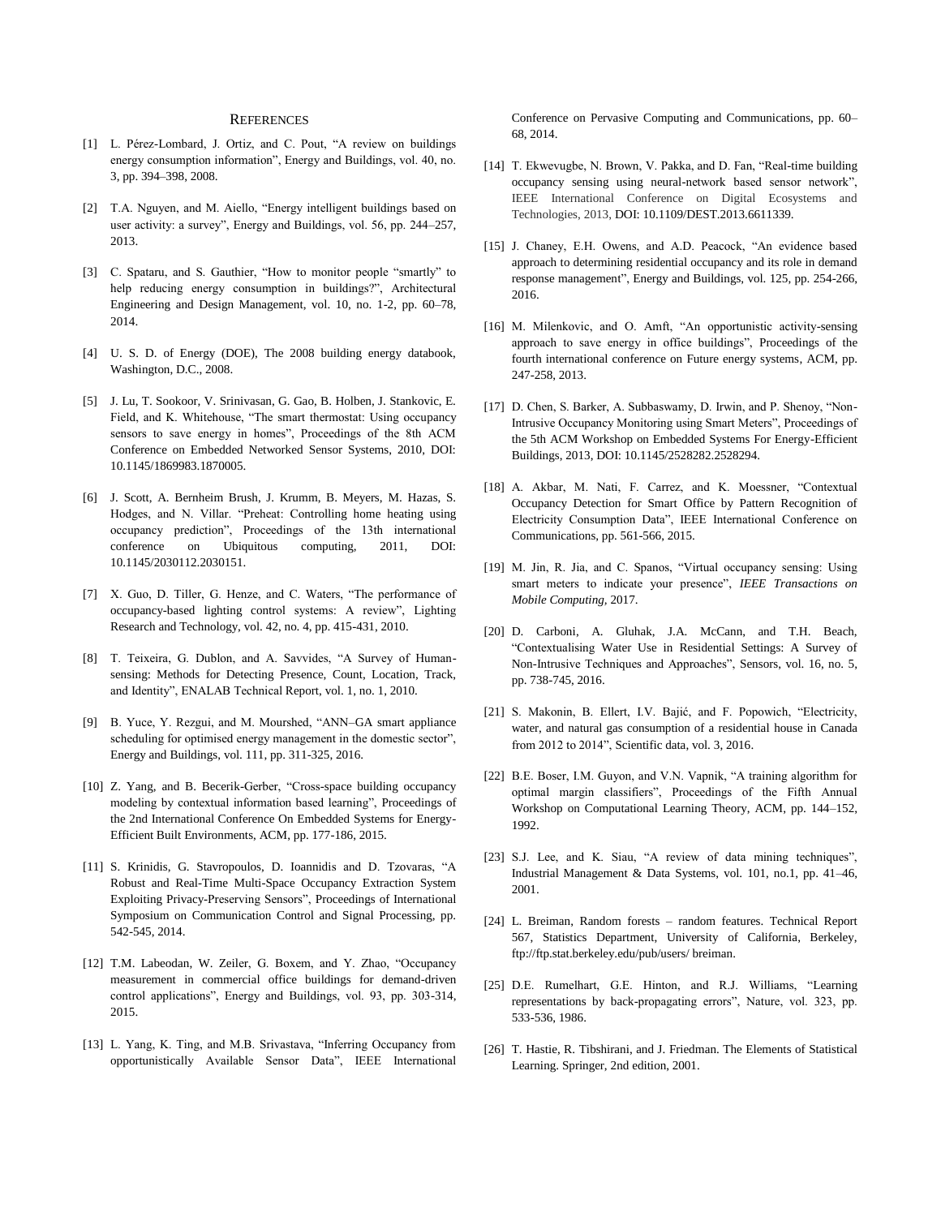## REFERENCES

[1] L. Pérez-Lombard, J. Ortiz, and C. Pout, "A review on buildings energy consumption information", Energy and Buildings, vol. 40, no. 3, pp. 394–398, 2008.

[2] T.A. Nguyen, and M. Aiello, "Energy intelligent buildings based on user activity: a survey", Energy and Buildings, vol. 56, pp. 244–257, 2013.

[3] C. Spataru, and S. Gauthier, "How to monitor people "smartly" to help reducing energy consumption in buildings?", Architectural Engineering and Design Management, vol. 10, no. 1-2, pp. 60–78, 2014.

[4] U. S. D. of Energy (DOE), The 2008 building energy databook, Washington, D.C., 2008.

[5] J. Lu, T. Sookoor, V. Srinivasan, G. Gao, B. Holben, J. Stankovic, E. Field, and K. Whitehouse, "The smart thermostat: Using occupancy sensors to save energy in homes", Proceedings of the 8th ACM Conference on Embedded Networked Sensor Systems, 2010, DOI: 10.1145/1869983.1870005.

[6] J. Scott, A. Bernheim Brush, J. Krumm, B. Meyers, M. Hazas, S. Hodges, and N. Villar. "Preheat: Controlling home heating using occupancy prediction", Proceedings of the 13th international conference on Ubiquitous computing, 2011, DOI: 10.1145/2030112.2030151.

[7] X. Guo, D. Tiller, G. Henze, and C. Waters, "The performance of occupancy-based lighting control systems: A review", Lighting Research and Technology, vol. 42, no. 4, pp. 415-431, 2010.

[8] T. Teixeira, G. Dublon, and A. Savvides, "A Survey of Human-sensing: Methods for Detecting Presence, Count, Location, Track, and Identity", ENALAB Technical Report, vol. 1, no. 1, 2010.

[9] B. Yuce, Y. Rezgui, and M. Mourshed, "ANN–GA smart appliance scheduling for optimised energy management in the domestic sector", Energy and Buildings, vol. 111, pp. 311-325, 2016.

[10] Z. Yang, and B. Becerik-Gerber, "Cross-space building occupancy modeling by contextual information based learning", Proceedings of the 2nd International Conference On Embedded Systems for Energy-Efficient Built Environments, ACM, pp. 177-186, 2015.

[11] S. Krinidis, G. Stavropoulos, D. Ioannidis and D. Tzovaras, "A Robust and Real-Time Multi-Space Occupancy Extraction System Exploiting Privacy-Preserving Sensors", Proceedings of International Symposium on Communication Control and Signal Processing, pp. 542-545, 2014.

[12] T.M. Labeodan, W. Zeiler, G. Boxem, and Y. Zhao, "Occupancy measurement in commercial office buildings for demand-driven control applications", Energy and Buildings, vol. 93, pp. 303-314, 2015.

[13] L. Yang, K. Ting, and M.B. Srivastava, "Inferring Occupancy from opportunistically Available Sensor Data", IEEE International Conference on Pervasive Computing and Communications, pp. 60–68, 2014.

[14] T. Ekwevugbe, N. Brown, V. Pakka, and D. Fan, "Real-time building occupancy sensing using neural-network based sensor network", IEEE International Conference on Digital Ecosystems and Technologies, 2013, DOI: 10.1109/DEST.2013.6611339.

[15] J. Chaney, E.H. Owens, and A.D. Peacock, "An evidence based approach to determining residential occupancy and its role in demand response management", Energy and Buildings, vol. 125, pp. 254-266, 2016.

[16] M. Milenkovic, and O. Amft, "An opportunistic activity-sensing approach to save energy in office buildings", Proceedings of the fourth international conference on Future energy systems, ACM, pp. 247-258, 2013.

[17] D. Chen, S. Barker, A. Subbaswamy, D. Irwin, and P. Shenoy, "Non-Intrusive Occupancy Monitoring using Smart Meters", Proceedings of the 5th ACM Workshop on Embedded Systems For Energy-Efficient Buildings, 2013, DOI: 10.1145/2528282.2528294.

[18] A. Akbar, M. Nati, F. Carrez, and K. Moessner, "Contextual Occupancy Detection for Smart Office by Pattern Recognition of Electricity Consumption Data", IEEE International Conference on Communications, pp. 561-566, 2015.

[19] M. Jin, R. Jia, and C. Spanos, "Virtual occupancy sensing: Using smart meters to indicate your presence", *IEEE Transactions on Mobile Computing*, 2017.

[20] D. Carboni, A. Gluhak, J.A. McCann, and T.H. Beach, "Contextualising Water Use in Residential Settings: A Survey of Non-Intrusive Techniques and Approaches", Sensors, vol. 16, no. 5, pp. 738-745, 2016.

[21] S. Makonin, B. Ellert, I.V. Bajić, and F. Popowich, "Electricity, water, and natural gas consumption of a residential house in Canada from 2012 to 2014", Scientific data, vol. 3, 2016.

[22] B.E. Boser, I.M. Guyon, and V.N. Vapnik, "A training algorithm for optimal margin classifiers", Proceedings of the Fifth Annual Workshop on Computational Learning Theory, ACM, pp. 144–152, 1992.

[23] S.J. Lee, and K. Siau, "A review of data mining techniques", Industrial Management & Data Systems, vol. 101, no.1, pp. 41–46, 2001.

[24] L. Breiman, Random forests – random features. Technical Report 567, Statistics Department, University of California, Berkeley, ftp://ftp.stat.berkeley.edu/pub/users/ breiman.

[25] D.E. Rumelhart, G.E. Hinton, and R.J. Williams, "Learning representations by back-propagating errors", Nature, vol. 323, pp. 533-536, 1986.

[26] T. Hastie, R. Tibshirani, and J. Friedman. The Elements of Statistical Learning. Springer, 2nd edition, 2001.